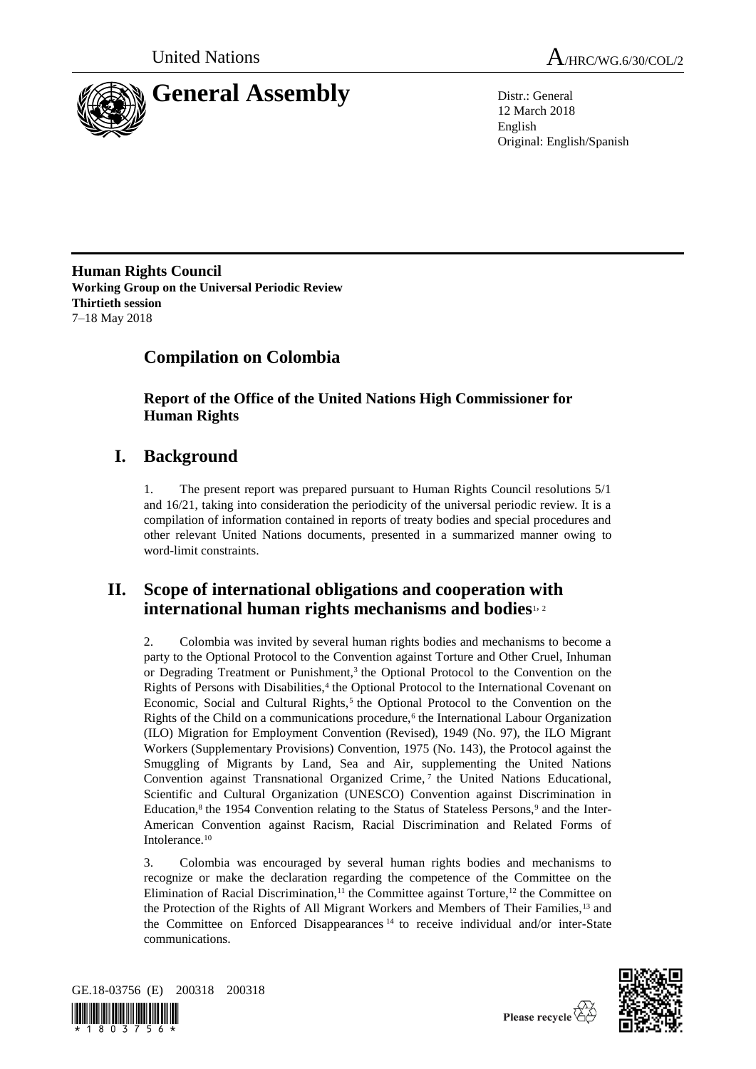United Nations A/HRC/WG.6/30/COL/2

# General Assembly

Distr.: General
12 March 2018
English
Original: English/Spanish

**Human Rights Council**
**Working Group on the Universal Periodic Review**
**Thirtieth session**
7–18 May 2018

## Compilation on Colombia

### Report of the Office of the United Nations High Commissioner for Human Rights

## I. Background

1. The present report was prepared pursuant to Human Rights Council resolutions 5/1 and 16/21, taking into consideration the periodicity of the universal periodic review. It is a compilation of information contained in reports of treaty bodies and special procedures and other relevant United Nations documents, presented in a summarized manner owing to word-limit constraints.

## II. Scope of international obligations and cooperation with international human rights mechanisms and bodies[1, 2]

2. Colombia was invited by several human rights bodies and mechanisms to become a party to the Optional Protocol to the Convention against Torture and Other Cruel, Inhuman or Degrading Treatment or Punishment,[3] the Optional Protocol to the Convention on the Rights of Persons with Disabilities,[4] the Optional Protocol to the International Covenant on Economic, Social and Cultural Rights,[5] the Optional Protocol to the Convention on the Rights of the Child on a communications procedure,[6] the International Labour Organization (ILO) Migration for Employment Convention (Revised), 1949 (No. 97), the ILO Migrant Workers (Supplementary Provisions) Convention, 1975 (No. 143), the Protocol against the Smuggling of Migrants by Land, Sea and Air, supplementing the United Nations Convention against Transnational Organized Crime,[7] the United Nations Educational, Scientific and Cultural Organization (UNESCO) Convention against Discrimination in Education,[8] the 1954 Convention relating to the Status of Stateless Persons,[9] and the Inter-American Convention against Racism, Racial Discrimination and Related Forms of Intolerance.[10]

3. Colombia was encouraged by several human rights bodies and mechanisms to recognize or make the declaration regarding the competence of the Committee on the Elimination of Racial Discrimination,[11] the Committee against Torture,[12] the Committee on the Protection of the Rights of All Migrant Workers and Members of Their Families,[13] and the Committee on Enforced Disappearances[14] to receive individual and/or inter-State communications.

GE.18-03756 (E) 200318 200318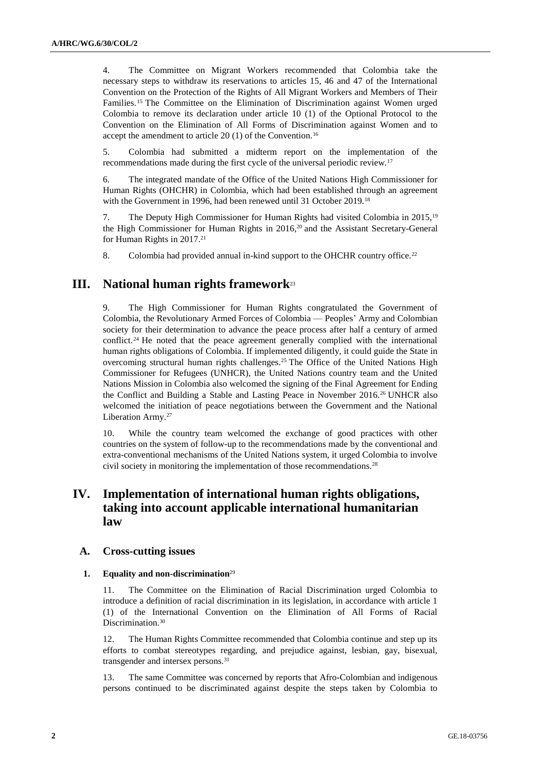4. The Committee on Migrant Workers recommended that Colombia take the necessary steps to withdraw its reservations to articles 15, 46 and 47 of the International Convention on the Protection of the Rights of All Migrant Workers and Members of Their Families.[15] The Committee on the Elimination of Discrimination against Women urged Colombia to remove its declaration under article 10 (1) of the Optional Protocol to the Convention on the Elimination of All Forms of Discrimination against Women and to accept the amendment to article 20 (1) of the Convention.[16]

5. Colombia had submitted a midterm report on the implementation of the recommendations made during the first cycle of the universal periodic review.[17]

6. The integrated mandate of the Office of the United Nations High Commissioner for Human Rights (OHCHR) in Colombia, which had been established through an agreement with the Government in 1996, had been renewed until 31 October 2019.[18]

7. The Deputy High Commissioner for Human Rights had visited Colombia in 2015,[19] the High Commissioner for Human Rights in 2016,[20] and the Assistant Secretary-General for Human Rights in 2017.[21]

8. Colombia had provided annual in-kind support to the OHCHR country office.[22]

# III. National human rights framework[23]

9. The High Commissioner for Human Rights congratulated the Government of Colombia, the Revolutionary Armed Forces of Colombia — Peoples' Army and Colombian society for their determination to advance the peace process after half a century of armed conflict.[24] He noted that the peace agreement generally complied with the international human rights obligations of Colombia. If implemented diligently, it could guide the State in overcoming structural human rights challenges.[25] The Office of the United Nations High Commissioner for Refugees (UNHCR), the United Nations country team and the United Nations Mission in Colombia also welcomed the signing of the Final Agreement for Ending the Conflict and Building a Stable and Lasting Peace in November 2016.[26] UNHCR also welcomed the initiation of peace negotiations between the Government and the National Liberation Army.[27]

10. While the country team welcomed the exchange of good practices with other countries on the system of follow-up to the recommendations made by the conventional and extra-conventional mechanisms of the United Nations system, it urged Colombia to involve civil society in monitoring the implementation of those recommendations.[28]

# IV. Implementation of international human rights obligations, taking into account applicable international humanitarian law

## A. Cross-cutting issues

### 1. Equality and non-discrimination[29]

11. The Committee on the Elimination of Racial Discrimination urged Colombia to introduce a definition of racial discrimination in its legislation, in accordance with article 1 (1) of the International Convention on the Elimination of All Forms of Racial Discrimination.[30]

12. The Human Rights Committee recommended that Colombia continue and step up its efforts to combat stereotypes regarding, and prejudice against, lesbian, gay, bisexual, transgender and intersex persons.[31]

13. The same Committee was concerned by reports that Afro-Colombian and indigenous persons continued to be discriminated against despite the steps taken by Colombia to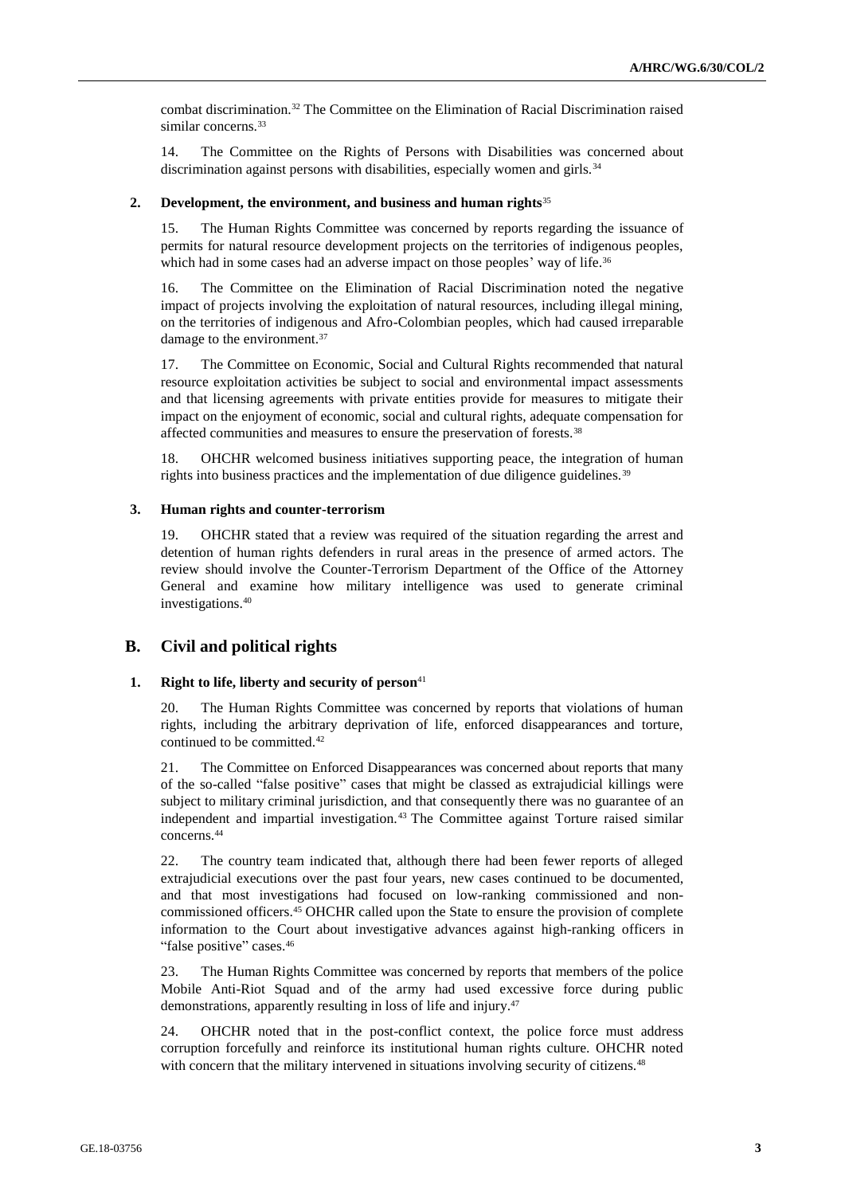combat discrimination.[32] The Committee on the Elimination of Racial Discrimination raised similar concerns.[33]

14. The Committee on the Rights of Persons with Disabilities was concerned about discrimination against persons with disabilities, especially women and girls.[34]

### 2. Development, the environment, and business and human rights[35]

15. The Human Rights Committee was concerned by reports regarding the issuance of permits for natural resource development projects on the territories of indigenous peoples, which had in some cases had an adverse impact on those peoples' way of life.[36]

16. The Committee on the Elimination of Racial Discrimination noted the negative impact of projects involving the exploitation of natural resources, including illegal mining, on the territories of indigenous and Afro-Colombian peoples, which had caused irreparable damage to the environment.[37]

17. The Committee on Economic, Social and Cultural Rights recommended that natural resource exploitation activities be subject to social and environmental impact assessments and that licensing agreements with private entities provide for measures to mitigate their impact on the enjoyment of economic, social and cultural rights, adequate compensation for affected communities and measures to ensure the preservation of forests.[38]

18. OHCHR welcomed business initiatives supporting peace, the integration of human rights into business practices and the implementation of due diligence guidelines.[39]

### 3. Human rights and counter-terrorism

19. OHCHR stated that a review was required of the situation regarding the arrest and detention of human rights defenders in rural areas in the presence of armed actors. The review should involve the Counter-Terrorism Department of the Office of the Attorney General and examine how military intelligence was used to generate criminal investigations.[40]

## B. Civil and political rights

### 1. Right to life, liberty and security of person[41]

20. The Human Rights Committee was concerned by reports that violations of human rights, including the arbitrary deprivation of life, enforced disappearances and torture, continued to be committed.[42]

21. The Committee on Enforced Disappearances was concerned about reports that many of the so-called "false positive" cases that might be classed as extrajudicial killings were subject to military criminal jurisdiction, and that consequently there was no guarantee of an independent and impartial investigation.[43] The Committee against Torture raised similar concerns.[44]

22. The country team indicated that, although there had been fewer reports of alleged extrajudicial executions over the past four years, new cases continued to be documented, and that most investigations had focused on low-ranking commissioned and non-commissioned officers.[45] OHCHR called upon the State to ensure the provision of complete information to the Court about investigative advances against high-ranking officers in "false positive" cases.[46]

23. The Human Rights Committee was concerned by reports that members of the police Mobile Anti-Riot Squad and of the army had used excessive force during public demonstrations, apparently resulting in loss of life and injury.[47]

24. OHCHR noted that in the post-conflict context, the police force must address corruption forcefully and reinforce its institutional human rights culture. OHCHR noted with concern that the military intervened in situations involving security of citizens.[48]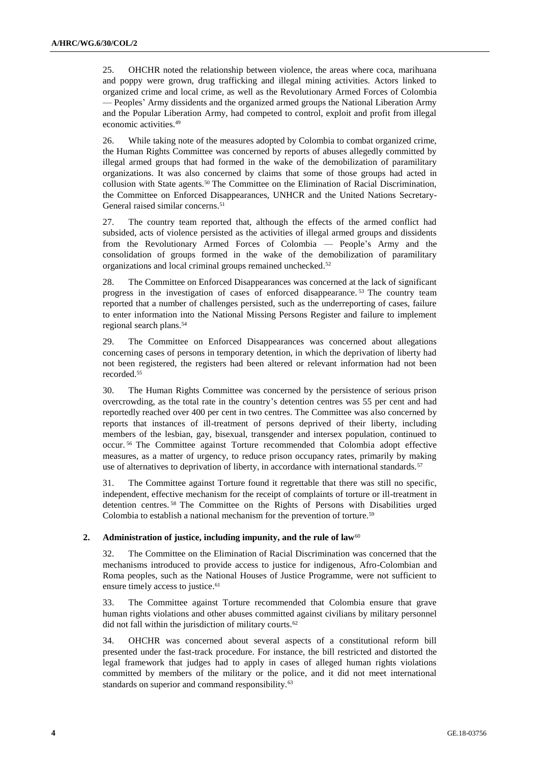25. OHCHR noted the relationship between violence, the areas where coca, marihuana and poppy were grown, drug trafficking and illegal mining activities. Actors linked to organized crime and local crime, as well as the Revolutionary Armed Forces of Colombia — Peoples' Army dissidents and the organized armed groups the National Liberation Army and the Popular Liberation Army, had competed to control, exploit and profit from illegal economic activities.[49]

26. While taking note of the measures adopted by Colombia to combat organized crime, the Human Rights Committee was concerned by reports of abuses allegedly committed by illegal armed groups that had formed in the wake of the demobilization of paramilitary organizations. It was also concerned by claims that some of those groups had acted in collusion with State agents.[50] The Committee on the Elimination of Racial Discrimination, the Committee on Enforced Disappearances, UNHCR and the United Nations Secretary-General raised similar concerns.[51]

27. The country team reported that, although the effects of the armed conflict had subsided, acts of violence persisted as the activities of illegal armed groups and dissidents from the Revolutionary Armed Forces of Colombia — People's Army and the consolidation of groups formed in the wake of the demobilization of paramilitary organizations and local criminal groups remained unchecked.[52]

28. The Committee on Enforced Disappearances was concerned at the lack of significant progress in the investigation of cases of enforced disappearance.[53] The country team reported that a number of challenges persisted, such as the underreporting of cases, failure to enter information into the National Missing Persons Register and failure to implement regional search plans.[54]

29. The Committee on Enforced Disappearances was concerned about allegations concerning cases of persons in temporary detention, in which the deprivation of liberty had not been registered, the registers had been altered or relevant information had not been recorded.[55]

30. The Human Rights Committee was concerned by the persistence of serious prison overcrowding, as the total rate in the country's detention centres was 55 per cent and had reportedly reached over 400 per cent in two centres. The Committee was also concerned by reports that instances of ill-treatment of persons deprived of their liberty, including members of the lesbian, gay, bisexual, transgender and intersex population, continued to occur.[56] The Committee against Torture recommended that Colombia adopt effective measures, as a matter of urgency, to reduce prison occupancy rates, primarily by making use of alternatives to deprivation of liberty, in accordance with international standards.[57]

31. The Committee against Torture found it regrettable that there was still no specific, independent, effective mechanism for the receipt of complaints of torture or ill-treatment in detention centres.[58] The Committee on the Rights of Persons with Disabilities urged Colombia to establish a national mechanism for the prevention of torture.[59]

### 2. Administration of justice, including impunity, and the rule of law[60]

32. The Committee on the Elimination of Racial Discrimination was concerned that the mechanisms introduced to provide access to justice for indigenous, Afro-Colombian and Roma peoples, such as the National Houses of Justice Programme, were not sufficient to ensure timely access to justice.[61]

33. The Committee against Torture recommended that Colombia ensure that grave human rights violations and other abuses committed against civilians by military personnel did not fall within the jurisdiction of military courts.[62]

34. OHCHR was concerned about several aspects of a constitutional reform bill presented under the fast-track procedure. For instance, the bill restricted and distorted the legal framework that judges had to apply in cases of alleged human rights violations committed by members of the military or the police, and it did not meet international standards on superior and command responsibility.[63]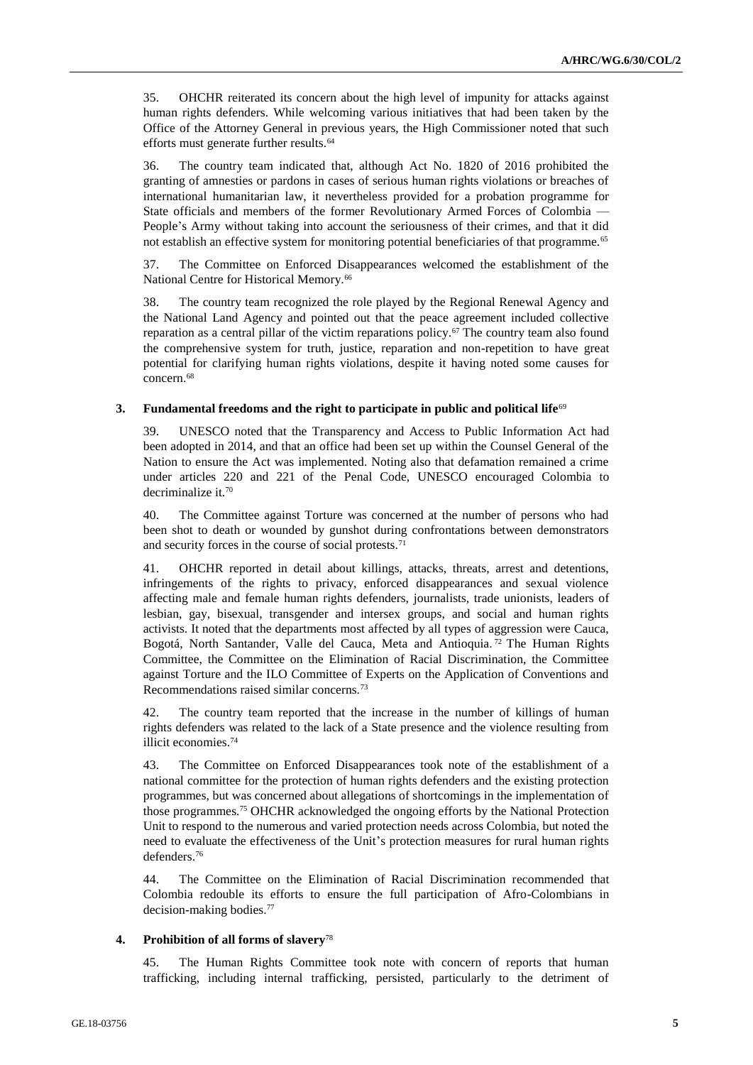35. OHCHR reiterated its concern about the high level of impunity for attacks against human rights defenders. While welcoming various initiatives that had been taken by the Office of the Attorney General in previous years, the High Commissioner noted that such efforts must generate further results.[64]

36. The country team indicated that, although Act No. 1820 of 2016 prohibited the granting of amnesties or pardons in cases of serious human rights violations or breaches of international humanitarian law, it nevertheless provided for a probation programme for State officials and members of the former Revolutionary Armed Forces of Colombia — People's Army without taking into account the seriousness of their crimes, and that it did not establish an effective system for monitoring potential beneficiaries of that programme.[65]

37. The Committee on Enforced Disappearances welcomed the establishment of the National Centre for Historical Memory.[66]

38. The country team recognized the role played by the Regional Renewal Agency and the National Land Agency and pointed out that the peace agreement included collective reparation as a central pillar of the victim reparations policy.[67] The country team also found the comprehensive system for truth, justice, reparation and non-repetition to have great potential for clarifying human rights violations, despite it having noted some causes for concern.[68]

### 3. Fundamental freedoms and the right to participate in public and political life[69]

39. UNESCO noted that the Transparency and Access to Public Information Act had been adopted in 2014, and that an office had been set up within the Counsel General of the Nation to ensure the Act was implemented. Noting also that defamation remained a crime under articles 220 and 221 of the Penal Code, UNESCO encouraged Colombia to decriminalize it.[70]

40. The Committee against Torture was concerned at the number of persons who had been shot to death or wounded by gunshot during confrontations between demonstrators and security forces in the course of social protests.[71]

41. OHCHR reported in detail about killings, attacks, threats, arrest and detentions, infringements of the rights to privacy, enforced disappearances and sexual violence affecting male and female human rights defenders, journalists, trade unionists, leaders of lesbian, gay, bisexual, transgender and intersex groups, and social and human rights activists. It noted that the departments most affected by all types of aggression were Cauca, Bogotá, North Santander, Valle del Cauca, Meta and Antioquia.[72] The Human Rights Committee, the Committee on the Elimination of Racial Discrimination, the Committee against Torture and the ILO Committee of Experts on the Application of Conventions and Recommendations raised similar concerns.[73]

42. The country team reported that the increase in the number of killings of human rights defenders was related to the lack of a State presence and the violence resulting from illicit economies.[74]

43. The Committee on Enforced Disappearances took note of the establishment of a national committee for the protection of human rights defenders and the existing protection programmes, but was concerned about allegations of shortcomings in the implementation of those programmes.[75] OHCHR acknowledged the ongoing efforts by the National Protection Unit to respond to the numerous and varied protection needs across Colombia, but noted the need to evaluate the effectiveness of the Unit's protection measures for rural human rights defenders.[76]

44. The Committee on the Elimination of Racial Discrimination recommended that Colombia redouble its efforts to ensure the full participation of Afro-Colombians in decision-making bodies.[77]

### 4. Prohibition of all forms of slavery[78]

45. The Human Rights Committee took note with concern of reports that human trafficking, including internal trafficking, persisted, particularly to the detriment of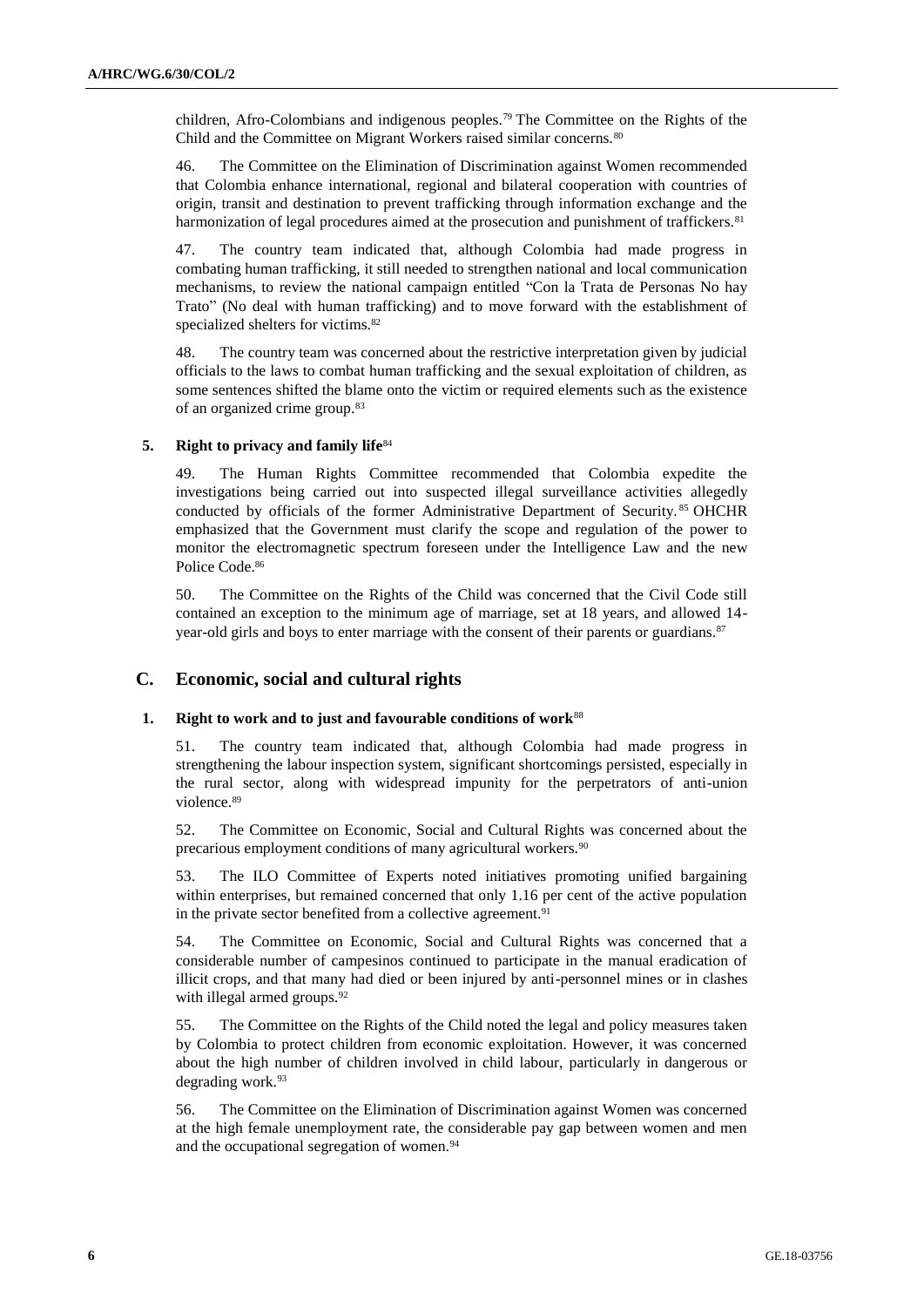children, Afro-Colombians and indigenous peoples.[79] The Committee on the Rights of the Child and the Committee on Migrant Workers raised similar concerns.[80]

46. The Committee on the Elimination of Discrimination against Women recommended that Colombia enhance international, regional and bilateral cooperation with countries of origin, transit and destination to prevent trafficking through information exchange and the harmonization of legal procedures aimed at the prosecution and punishment of traffickers.[81]

47. The country team indicated that, although Colombia had made progress in combating human trafficking, it still needed to strengthen national and local communication mechanisms, to review the national campaign entitled "Con la Trata de Personas No hay Trato" (No deal with human trafficking) and to move forward with the establishment of specialized shelters for victims.[82]

48. The country team was concerned about the restrictive interpretation given by judicial officials to the laws to combat human trafficking and the sexual exploitation of children, as some sentences shifted the blame onto the victim or required elements such as the existence of an organized crime group.[83]

### 5. Right to privacy and family life[84]

49. The Human Rights Committee recommended that Colombia expedite the investigations being carried out into suspected illegal surveillance activities allegedly conducted by officials of the former Administrative Department of Security.[85] OHCHR emphasized that the Government must clarify the scope and regulation of the power to monitor the electromagnetic spectrum foreseen under the Intelligence Law and the new Police Code.[86]

50. The Committee on the Rights of the Child was concerned that the Civil Code still contained an exception to the minimum age of marriage, set at 18 years, and allowed 14-year-old girls and boys to enter marriage with the consent of their parents or guardians.[87]

## C. Economic, social and cultural rights

### 1. Right to work and to just and favourable conditions of work[88]

51. The country team indicated that, although Colombia had made progress in strengthening the labour inspection system, significant shortcomings persisted, especially in the rural sector, along with widespread impunity for the perpetrators of anti-union violence.[89]

52. The Committee on Economic, Social and Cultural Rights was concerned about the precarious employment conditions of many agricultural workers.[90]

53. The ILO Committee of Experts noted initiatives promoting unified bargaining within enterprises, but remained concerned that only 1.16 per cent of the active population in the private sector benefited from a collective agreement.[91]

54. The Committee on Economic, Social and Cultural Rights was concerned that a considerable number of campesinos continued to participate in the manual eradication of illicit crops, and that many had died or been injured by anti-personnel mines or in clashes with illegal armed groups.[92]

55. The Committee on the Rights of the Child noted the legal and policy measures taken by Colombia to protect children from economic exploitation. However, it was concerned about the high number of children involved in child labour, particularly in dangerous or degrading work.[93]

56. The Committee on the Elimination of Discrimination against Women was concerned at the high female unemployment rate, the considerable pay gap between women and men and the occupational segregation of women.[94]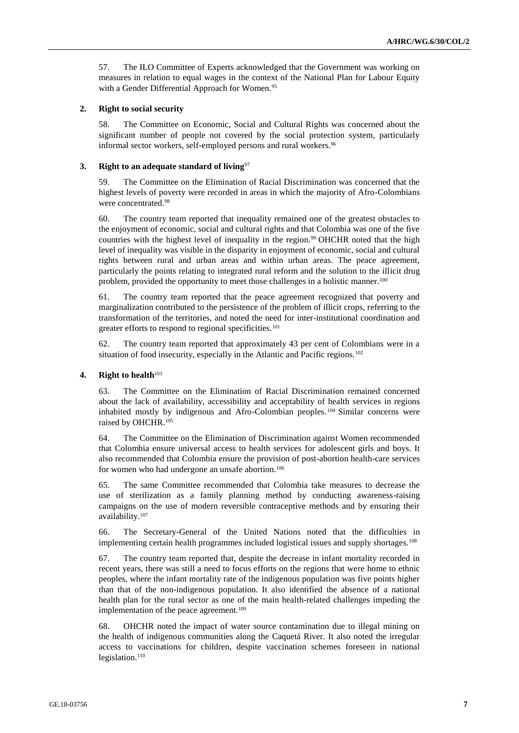57. The ILO Committee of Experts acknowledged that the Government was working on measures in relation to equal wages in the context of the National Plan for Labour Equity with a Gender Differential Approach for Women.[95]

### 2. Right to social security

58. The Committee on Economic, Social and Cultural Rights was concerned about the significant number of people not covered by the social protection system, particularly informal sector workers, self-employed persons and rural workers.[96]

### 3. Right to an adequate standard of living[97]

59. The Committee on the Elimination of Racial Discrimination was concerned that the highest levels of poverty were recorded in areas in which the majority of Afro-Colombians were concentrated.[98]

60. The country team reported that inequality remained one of the greatest obstacles to the enjoyment of economic, social and cultural rights and that Colombia was one of the five countries with the highest level of inequality in the region.[99] OHCHR noted that the high level of inequality was visible in the disparity in enjoyment of economic, social and cultural rights between rural and urban areas and within urban areas. The peace agreement, particularly the points relating to integrated rural reform and the solution to the illicit drug problem, provided the opportunity to meet those challenges in a holistic manner.[100]

61. The country team reported that the peace agreement recognized that poverty and marginalization contributed to the persistence of the problem of illicit crops, referring to the transformation of the territories, and noted the need for inter-institutional coordination and greater efforts to respond to regional specificities.[101]

62. The country team reported that approximately 43 per cent of Colombians were in a situation of food insecurity, especially in the Atlantic and Pacific regions.[102]

### 4. Right to health[103]

63. The Committee on the Elimination of Racial Discrimination remained concerned about the lack of availability, accessibility and acceptability of health services in regions inhabited mostly by indigenous and Afro-Colombian peoples.[104] Similar concerns were raised by OHCHR.[105]

64. The Committee on the Elimination of Discrimination against Women recommended that Colombia ensure universal access to health services for adolescent girls and boys. It also recommended that Colombia ensure the provision of post-abortion health-care services for women who had undergone an unsafe abortion.[106]

65. The same Committee recommended that Colombia take measures to decrease the use of sterilization as a family planning method by conducting awareness-raising campaigns on the use of modern reversible contraceptive methods and by ensuring their availability.[107]

66. The Secretary-General of the United Nations noted that the difficulties in implementing certain health programmes included logistical issues and supply shortages.[108]

67. The country team reported that, despite the decrease in infant mortality recorded in recent years, there was still a need to focus efforts on the regions that were home to ethnic peoples, where the infant mortality rate of the indigenous population was five points higher than that of the non-indigenous population. It also identified the absence of a national health plan for the rural sector as one of the main health-related challenges impeding the implementation of the peace agreement.[109]

68. OHCHR noted the impact of water source contamination due to illegal mining on the health of indigenous communities along the Caquetá River. It also noted the irregular access to vaccinations for children, despite vaccination schemes foreseen in national legislation.[110]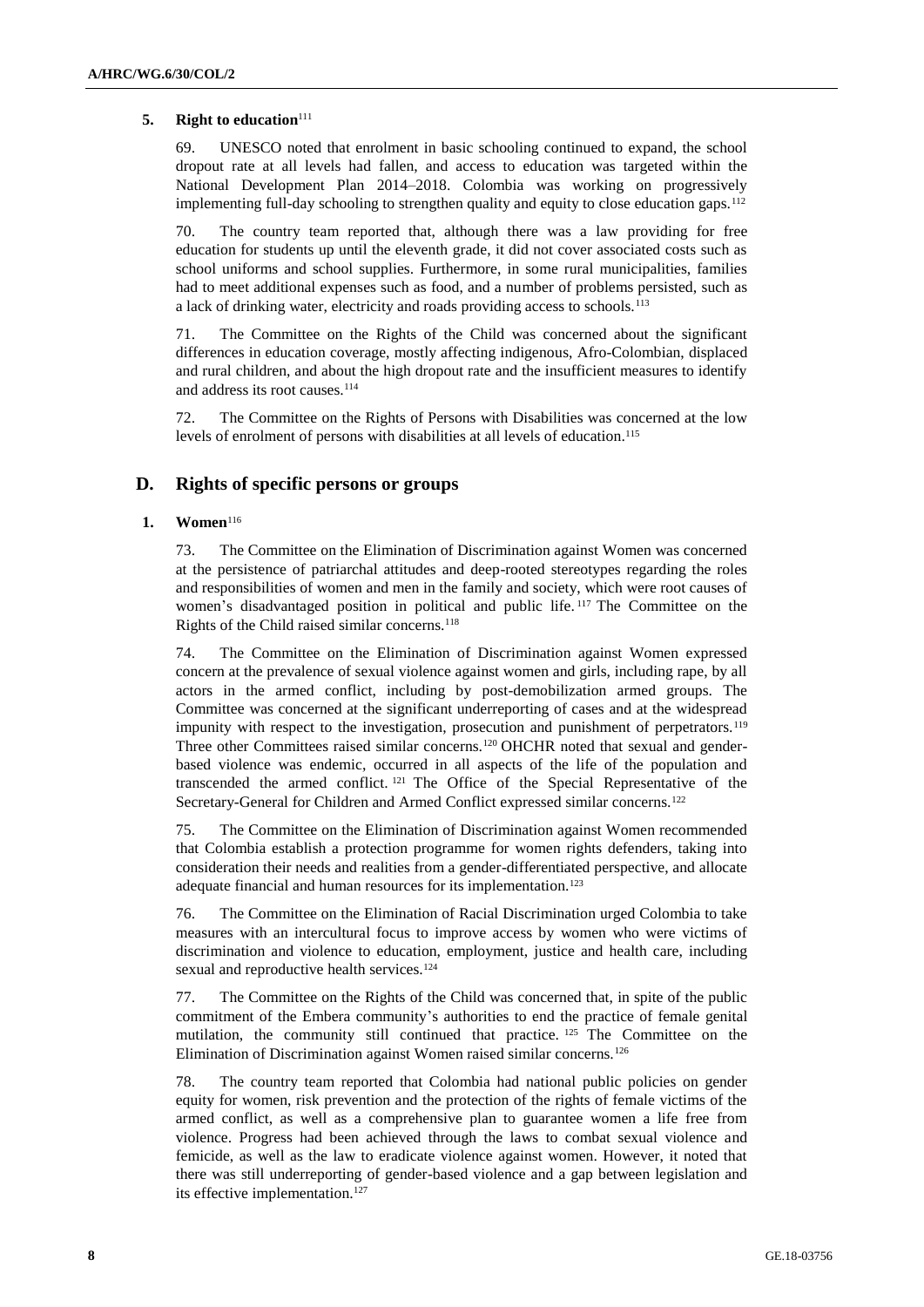### 5. Right to education[111]

69. UNESCO noted that enrolment in basic schooling continued to expand, the school dropout rate at all levels had fallen, and access to education was targeted within the National Development Plan 2014–2018. Colombia was working on progressively implementing full-day schooling to strengthen quality and equity to close education gaps.[112]

70. The country team reported that, although there was a law providing for free education for students up until the eleventh grade, it did not cover associated costs such as school uniforms and school supplies. Furthermore, in some rural municipalities, families had to meet additional expenses such as food, and a number of problems persisted, such as a lack of drinking water, electricity and roads providing access to schools.[113]

71. The Committee on the Rights of the Child was concerned about the significant differences in education coverage, mostly affecting indigenous, Afro-Colombian, displaced and rural children, and about the high dropout rate and the insufficient measures to identify and address its root causes.[114]

72. The Committee on the Rights of Persons with Disabilities was concerned at the low levels of enrolment of persons with disabilities at all levels of education.[115]

## D. Rights of specific persons or groups

### 1. Women[116]

73. The Committee on the Elimination of Discrimination against Women was concerned at the persistence of patriarchal attitudes and deep-rooted stereotypes regarding the roles and responsibilities of women and men in the family and society, which were root causes of women's disadvantaged position in political and public life.[117] The Committee on the Rights of the Child raised similar concerns.[118]

74. The Committee on the Elimination of Discrimination against Women expressed concern at the prevalence of sexual violence against women and girls, including rape, by all actors in the armed conflict, including by post-demobilization armed groups. The Committee was concerned at the significant underreporting of cases and at the widespread impunity with respect to the investigation, prosecution and punishment of perpetrators.[119] Three other Committees raised similar concerns.[120] OHCHR noted that sexual and gender-based violence was endemic, occurred in all aspects of the life of the population and transcended the armed conflict.[121] The Office of the Special Representative of the Secretary-General for Children and Armed Conflict expressed similar concerns.[122]

75. The Committee on the Elimination of Discrimination against Women recommended that Colombia establish a protection programme for women rights defenders, taking into consideration their needs and realities from a gender-differentiated perspective, and allocate adequate financial and human resources for its implementation.[123]

76. The Committee on the Elimination of Racial Discrimination urged Colombia to take measures with an intercultural focus to improve access by women who were victims of discrimination and violence to education, employment, justice and health care, including sexual and reproductive health services.[124]

77. The Committee on the Rights of the Child was concerned that, in spite of the public commitment of the Embera community's authorities to end the practice of female genital mutilation, the community still continued that practice.[125] The Committee on the Elimination of Discrimination against Women raised similar concerns.[126]

78. The country team reported that Colombia had national public policies on gender equity for women, risk prevention and the protection of the rights of female victims of the armed conflict, as well as a comprehensive plan to guarantee women a life free from violence. Progress had been achieved through the laws to combat sexual violence and femicide, as well as the law to eradicate violence against women. However, it noted that there was still underreporting of gender-based violence and a gap between legislation and its effective implementation.[127]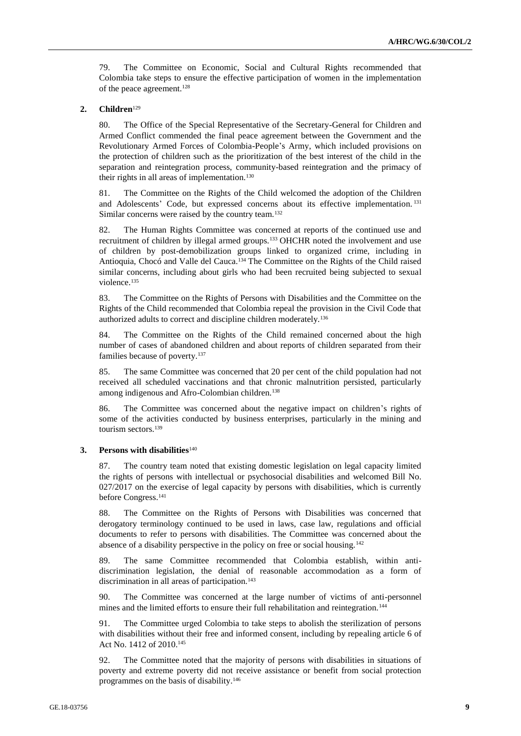79. The Committee on Economic, Social and Cultural Rights recommended that Colombia take steps to ensure the effective participation of women in the implementation of the peace agreement.[128]

### 2. Children[129]

80. The Office of the Special Representative of the Secretary-General for Children and Armed Conflict commended the final peace agreement between the Government and the Revolutionary Armed Forces of Colombia-People's Army, which included provisions on the protection of children such as the prioritization of the best interest of the child in the separation and reintegration process, community-based reintegration and the primacy of their rights in all areas of implementation.[130]

81. The Committee on the Rights of the Child welcomed the adoption of the Children and Adolescents' Code, but expressed concerns about its effective implementation.[131] Similar concerns were raised by the country team.[132]

82. The Human Rights Committee was concerned at reports of the continued use and recruitment of children by illegal armed groups.[133] OHCHR noted the involvement and use of children by post-demobilization groups linked to organized crime, including in Antioquia, Chocó and Valle del Cauca.[134] The Committee on the Rights of the Child raised similar concerns, including about girls who had been recruited being subjected to sexual violence.[135]

83. The Committee on the Rights of Persons with Disabilities and the Committee on the Rights of the Child recommended that Colombia repeal the provision in the Civil Code that authorized adults to correct and discipline children moderately.[136]

84. The Committee on the Rights of the Child remained concerned about the high number of cases of abandoned children and about reports of children separated from their families because of poverty.[137]

85. The same Committee was concerned that 20 per cent of the child population had not received all scheduled vaccinations and that chronic malnutrition persisted, particularly among indigenous and Afro-Colombian children.[138]

86. The Committee was concerned about the negative impact on children's rights of some of the activities conducted by business enterprises, particularly in the mining and tourism sectors.[139]

### 3. Persons with disabilities[140]

87. The country team noted that existing domestic legislation on legal capacity limited the rights of persons with intellectual or psychosocial disabilities and welcomed Bill No. 027/2017 on the exercise of legal capacity by persons with disabilities, which is currently before Congress.[141]

88. The Committee on the Rights of Persons with Disabilities was concerned that derogatory terminology continued to be used in laws, case law, regulations and official documents to refer to persons with disabilities. The Committee was concerned about the absence of a disability perspective in the policy on free or social housing.[142]

89. The same Committee recommended that Colombia establish, within anti-discrimination legislation, the denial of reasonable accommodation as a form of discrimination in all areas of participation.[143]

90. The Committee was concerned at the large number of victims of anti-personnel mines and the limited efforts to ensure their full rehabilitation and reintegration.[144]

91. The Committee urged Colombia to take steps to abolish the sterilization of persons with disabilities without their free and informed consent, including by repealing article 6 of Act No. 1412 of 2010.[145]

92. The Committee noted that the majority of persons with disabilities in situations of poverty and extreme poverty did not receive assistance or benefit from social protection programmes on the basis of disability.[146]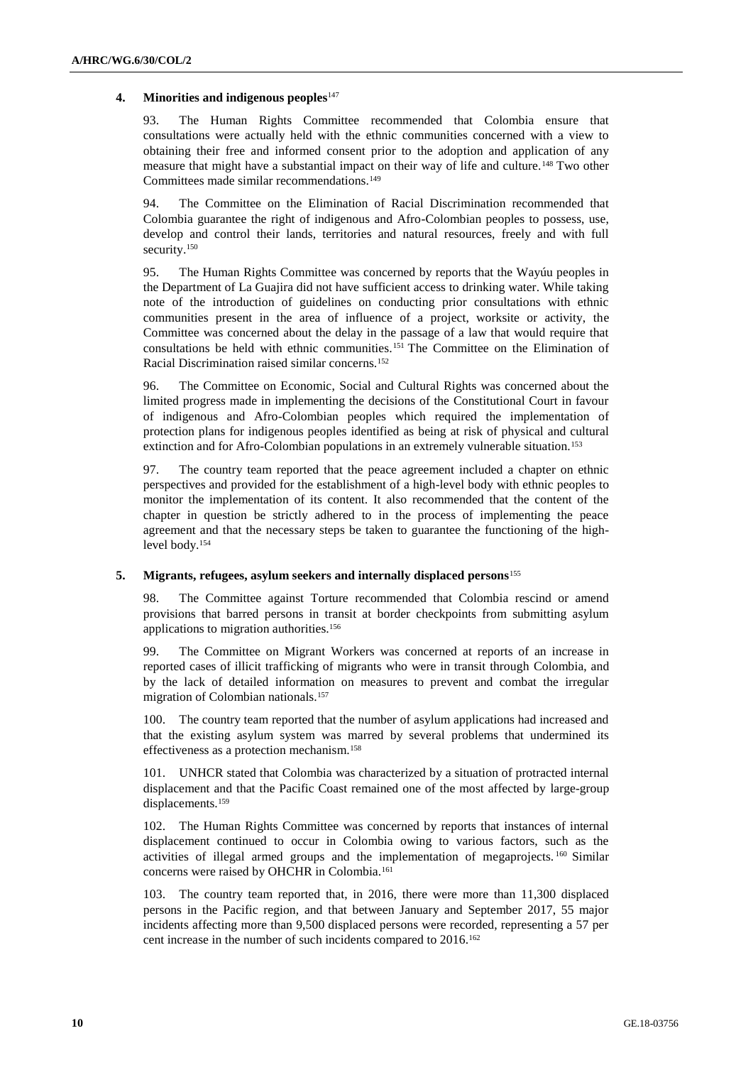### 4. Minorities and indigenous peoples[147]

93. The Human Rights Committee recommended that Colombia ensure that consultations were actually held with the ethnic communities concerned with a view to obtaining their free and informed consent prior to the adoption and application of any measure that might have a substantial impact on their way of life and culture.[148] Two other Committees made similar recommendations.[149]

94. The Committee on the Elimination of Racial Discrimination recommended that Colombia guarantee the right of indigenous and Afro-Colombian peoples to possess, use, develop and control their lands, territories and natural resources, freely and with full security.[150]

95. The Human Rights Committee was concerned by reports that the Wayúu peoples in the Department of La Guajira did not have sufficient access to drinking water. While taking note of the introduction of guidelines on conducting prior consultations with ethnic communities present in the area of influence of a project, worksite or activity, the Committee was concerned about the delay in the passage of a law that would require that consultations be held with ethnic communities.[151] The Committee on the Elimination of Racial Discrimination raised similar concerns.[152]

96. The Committee on Economic, Social and Cultural Rights was concerned about the limited progress made in implementing the decisions of the Constitutional Court in favour of indigenous and Afro-Colombian peoples which required the implementation of protection plans for indigenous peoples identified as being at risk of physical and cultural extinction and for Afro-Colombian populations in an extremely vulnerable situation.[153]

97. The country team reported that the peace agreement included a chapter on ethnic perspectives and provided for the establishment of a high-level body with ethnic peoples to monitor the implementation of its content. It also recommended that the content of the chapter in question be strictly adhered to in the process of implementing the peace agreement and that the necessary steps be taken to guarantee the functioning of the high-level body.[154]

### 5. Migrants, refugees, asylum seekers and internally displaced persons[155]

98. The Committee against Torture recommended that Colombia rescind or amend provisions that barred persons in transit at border checkpoints from submitting asylum applications to migration authorities.[156]

99. The Committee on Migrant Workers was concerned at reports of an increase in reported cases of illicit trafficking of migrants who were in transit through Colombia, and by the lack of detailed information on measures to prevent and combat the irregular migration of Colombian nationals.[157]

100. The country team reported that the number of asylum applications had increased and that the existing asylum system was marred by several problems that undermined its effectiveness as a protection mechanism.[158]

101. UNHCR stated that Colombia was characterized by a situation of protracted internal displacement and that the Pacific Coast remained one of the most affected by large-group displacements.[159]

102. The Human Rights Committee was concerned by reports that instances of internal displacement continued to occur in Colombia owing to various factors, such as the activities of illegal armed groups and the implementation of megaprojects.[160] Similar concerns were raised by OHCHR in Colombia.[161]

103. The country team reported that, in 2016, there were more than 11,300 displaced persons in the Pacific region, and that between January and September 2017, 55 major incidents affecting more than 9,500 displaced persons were recorded, representing a 57 per cent increase in the number of such incidents compared to 2016.[162]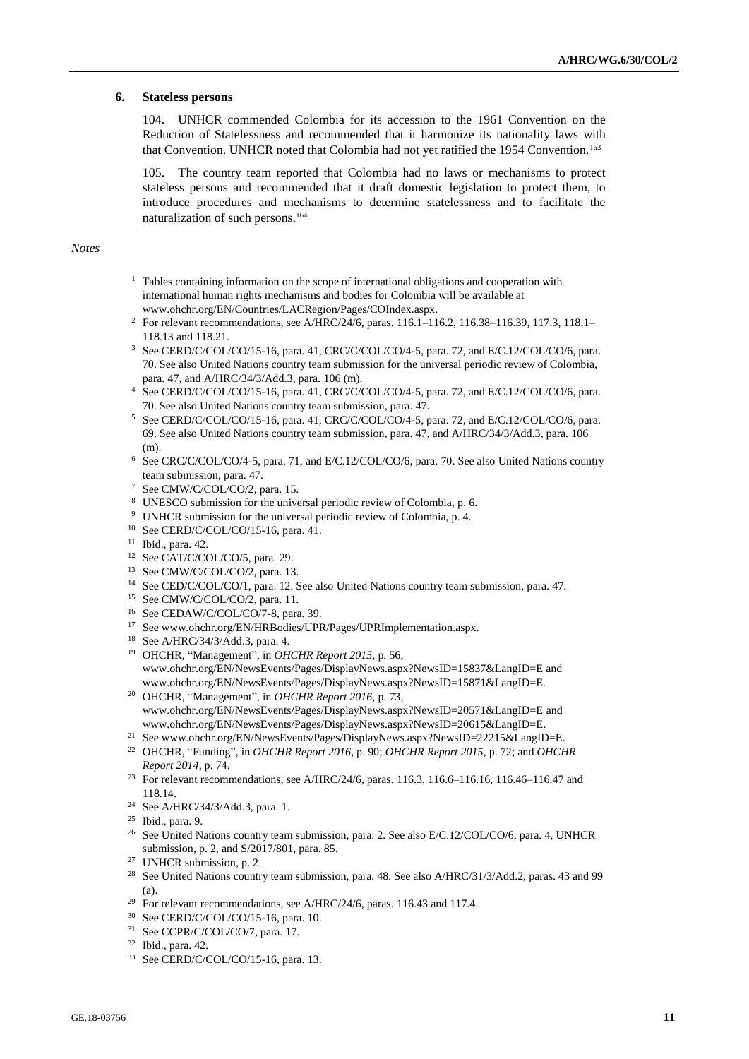### 6. Stateless persons

104. UNHCR commended Colombia for its accession to the 1961 Convention on the Reduction of Statelessness and recommended that it harmonize its nationality laws with that Convention. UNHCR noted that Colombia had not yet ratified the 1954 Convention.[163]

105. The country team reported that Colombia had no laws or mechanisms to protect stateless persons and recommended that it draft domestic legislation to protect them, to introduce procedures and mechanisms to determine statelessness and to facilitate the naturalization of such persons.[164]

*Notes*

1 Tables containing information on the scope of international obligations and cooperation with international human rights mechanisms and bodies for Colombia will be available at www.ohchr.org/EN/Countries/LACRegion/Pages/COIndex.aspx.
2 For relevant recommendations, see A/HRC/24/6, paras. 116.1–116.2, 116.38–116.39, 117.3, 118.1–118.13 and 118.21.
3 See CERD/C/COL/CO/15-16, para. 41, CRC/C/COL/CO/4-5, para. 72, and E/C.12/COL/CO/6, para. 70. See also United Nations country team submission for the universal periodic review of Colombia, para. 47, and A/HRC/34/3/Add.3, para. 106 (m).
4 See CERD/C/COL/CO/15-16, para. 41, CRC/C/COL/CO/4-5, para. 72, and E/C.12/COL/CO/6, para. 70. See also United Nations country team submission, para. 47.
5 See CERD/C/COL/CO/15-16, para. 41, CRC/C/COL/CO/4-5, para. 72, and E/C.12/COL/CO/6, para. 69. See also United Nations country team submission, para. 47, and A/HRC/34/3/Add.3, para. 106 (m).
6 See CRC/C/COL/CO/4-5, para. 71, and E/C.12/COL/CO/6, para. 70. See also United Nations country team submission, para. 47.
7 See CMW/C/COL/CO/2, para. 15.
8 UNESCO submission for the universal periodic review of Colombia, p. 6.
9 UNHCR submission for the universal periodic review of Colombia, p. 4.
10 See CERD/C/COL/CO/15-16, para. 41.
11 Ibid., para. 42.
12 See CAT/C/COL/CO/5, para. 29.
13 See CMW/C/COL/CO/2, para. 13.
14 See CED/C/COL/CO/1, para. 12. See also United Nations country team submission, para. 47.
15 See CMW/C/COL/CO/2, para. 11.
16 See CEDAW/C/COL/CO/7-8, para. 39.
17 See www.ohchr.org/EN/HRBodies/UPR/Pages/UPRImplementation.aspx.
18 See A/HRC/34/3/Add.3, para. 4.
19 OHCHR, "Management", in *OHCHR Report 2015*, p. 56, www.ohchr.org/EN/NewsEvents/Pages/DisplayNews.aspx?NewsID=15837&LangID=E and www.ohchr.org/EN/NewsEvents/Pages/DisplayNews.aspx?NewsID=15871&LangID=E.
20 OHCHR, "Management", in *OHCHR Report 2016*, p. 73, www.ohchr.org/EN/NewsEvents/Pages/DisplayNews.aspx?NewsID=20571&LangID=E and www.ohchr.org/EN/NewsEvents/Pages/DisplayNews.aspx?NewsID=20615&LangID=E.
21 See www.ohchr.org/EN/NewsEvents/Pages/DisplayNews.aspx?NewsID=22215&LangID=E.
22 OHCHR, "Funding", in *OHCHR Report 2016*, p. 90; *OHCHR Report 2015*, p. 72; and *OHCHR Report 2014*, p. 74.
23 For relevant recommendations, see A/HRC/24/6, paras. 116.3, 116.6–116.16, 116.46–116.47 and 118.14.
24 See A/HRC/34/3/Add.3, para. 1.
25 Ibid., para. 9.
26 See United Nations country team submission, para. 2. See also E/C.12/COL/CO/6, para. 4, UNHCR submission, p. 2, and S/2017/801, para. 85.
27 UNHCR submission, p. 2.
28 See United Nations country team submission, para. 48. See also A/HRC/31/3/Add.2, paras. 43 and 99 (a).
29 For relevant recommendations, see A/HRC/24/6, paras. 116.43 and 117.4.
30 See CERD/C/COL/CO/15-16, para. 10.
31 See CCPR/C/COL/CO/7, para. 17.
32 Ibid., para. 42.
33 See CERD/C/COL/CO/15-16, para. 13.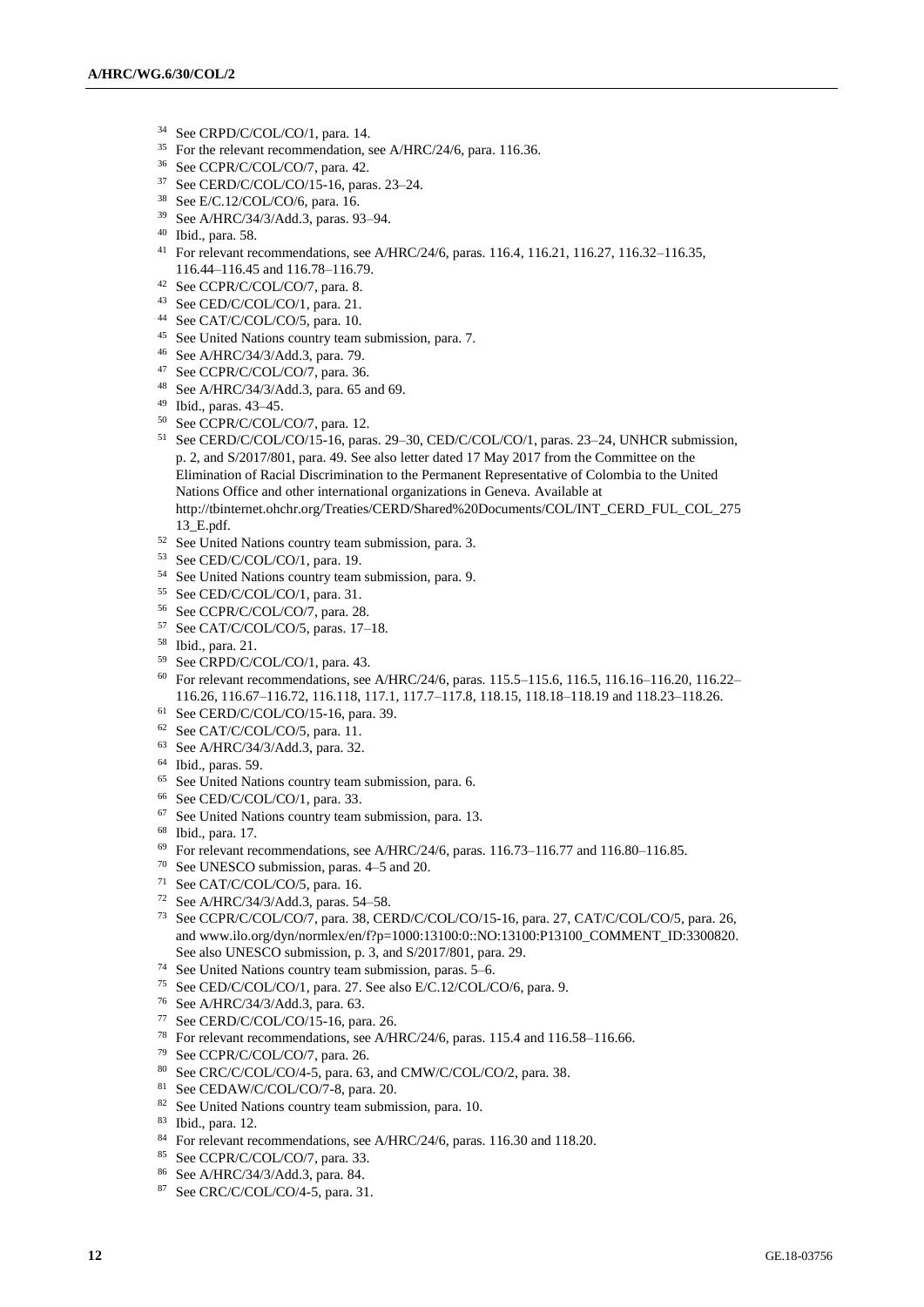[34] See CRPD/C/COL/CO/1, para. 14.

[35] For the relevant recommendation, see A/HRC/24/6, para. 116.36.

[36] See CCPR/C/COL/CO/7, para. 42.

[37] See CERD/C/COL/CO/15-16, paras. 23–24.

[38] See E/C.12/COL/CO/6, para. 16.

[39] See A/HRC/34/3/Add.3, paras. 93–94.

[40] Ibid., para. 58.

[41] For relevant recommendations, see A/HRC/24/6, paras. 116.4, 116.21, 116.27, 116.32–116.35, 116.44–116.45 and 116.78–116.79.

[42] See CCPR/C/COL/CO/7, para. 8.

[43] See CED/C/COL/CO/1, para. 21.

[44] See CAT/C/COL/CO/5, para. 10.

[45] See United Nations country team submission, para. 7.

[46] See A/HRC/34/3/Add.3, para. 79.

[47] See CCPR/C/COL/CO/7, para. 36.

[48] See A/HRC/34/3/Add.3, para. 65 and 69.

[49] Ibid., paras. 43–45.

[50] See CCPR/C/COL/CO/7, para. 12.

[51] See CERD/C/COL/CO/15-16, paras. 29–30, CED/C/COL/CO/1, paras. 23–24, UNHCR submission, p. 2, and S/2017/801, para. 49. See also letter dated 17 May 2017 from the Committee on the Elimination of Racial Discrimination to the Permanent Representative of Colombia to the United Nations Office and other international organizations in Geneva. Available at http://tbinternet.ohchr.org/Treaties/CERD/Shared%20Documents/COL/INT_CERD_FUL_COL_27513_E.pdf.

[52] See United Nations country team submission, para. 3.

[53] See CED/C/COL/CO/1, para. 19.

[54] See United Nations country team submission, para. 9.

[55] See CED/C/COL/CO/1, para. 31.

[56] See CCPR/C/COL/CO/7, para. 28.

[57] See CAT/C/COL/CO/5, paras. 17–18.

[58] Ibid., para. 21.

[59] See CRPD/C/COL/CO/1, para. 43.

[60] For relevant recommendations, see A/HRC/24/6, paras. 115.5–115.6, 116.5, 116.16–116.20, 116.22–116.26, 116.67–116.72, 116.118, 117.1, 117.7–117.8, 118.15, 118.18–118.19 and 118.23–118.26.

[61] See CERD/C/COL/CO/15-16, para. 39.

[62] See CAT/C/COL/CO/5, para. 11.

[63] See A/HRC/34/3/Add.3, para. 32.

[64] Ibid., paras. 59.

[65] See United Nations country team submission, para. 6.

[66] See CED/C/COL/CO/1, para. 33.

[67] See United Nations country team submission, para. 13.

[68] Ibid., para. 17.

[69] For relevant recommendations, see A/HRC/24/6, paras. 116.73–116.77 and 116.80–116.85.

[70] See UNESCO submission, paras. 4–5 and 20.

[71] See CAT/C/COL/CO/5, para. 16.

[72] See A/HRC/34/3/Add.3, paras. 54–58.

[73] See CCPR/C/COL/CO/7, para. 38, CERD/C/COL/CO/15-16, para. 27, CAT/C/COL/CO/5, para. 26, and www.ilo.org/dyn/normlex/en/f?p=1000:13100:0::NO:13100:P13100_COMMENT_ID:3300820. See also UNESCO submission, p. 3, and S/2017/801, para. 29.

[74] See United Nations country team submission, paras. 5–6.

[75] See CED/C/COL/CO/1, para. 27. See also E/C.12/COL/CO/6, para. 9.

[76] See A/HRC/34/3/Add.3, para. 63.

[77] See CERD/C/COL/CO/15-16, para. 26.

[78] For relevant recommendations, see A/HRC/24/6, paras. 115.4 and 116.58–116.66.

[79] See CCPR/C/COL/CO/7, para. 26.

[80] See CRC/C/COL/CO/4-5, para. 63, and CMW/C/COL/CO/2, para. 38.

[81] See CEDAW/C/COL/CO/7-8, para. 20.

[82] See United Nations country team submission, para. 10.

[83] Ibid., para. 12.

[84] For relevant recommendations, see A/HRC/24/6, paras. 116.30 and 118.20.

[85] See CCPR/C/COL/CO/7, para. 33.

[86] See A/HRC/34/3/Add.3, para. 84.

[87] See CRC/C/COL/CO/4-5, para. 31.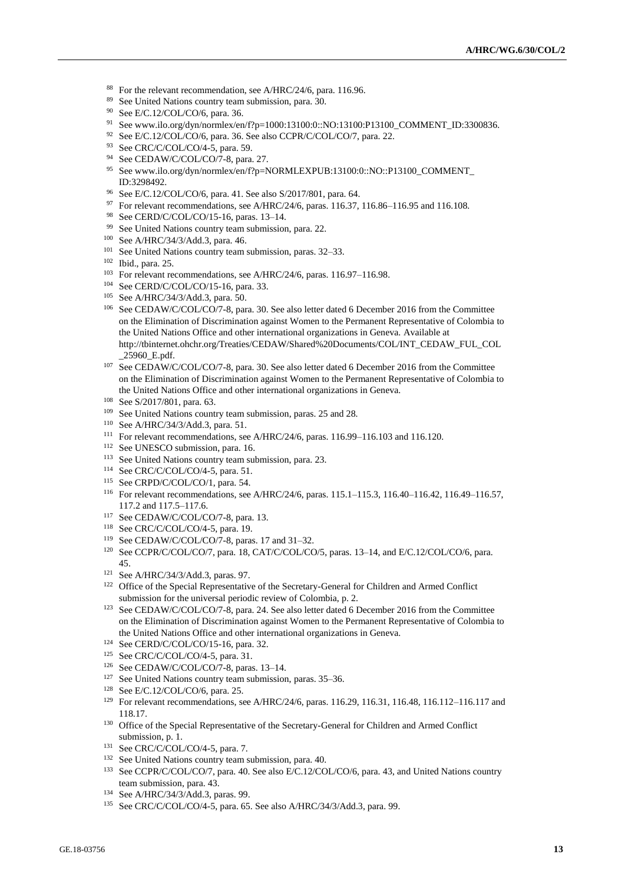[88] For the relevant recommendation, see A/HRC/24/6, para. 116.96.

[89] See United Nations country team submission, para. 30.

[90] See E/C.12/COL/CO/6, para. 36.

[91] See www.ilo.org/dyn/normlex/en/f?p=1000:13100:0::NO:13100:P13100_COMMENT_ID:3300836.

[92] See E/C.12/COL/CO/6, para. 36. See also CCPR/C/COL/CO/7, para. 22.

[93] See CRC/C/COL/CO/4-5, para. 59.

[94] See CEDAW/C/COL/CO/7-8, para. 27.

[95] See www.ilo.org/dyn/normlex/en/f?p=NORMLEXPUB:13100:0::NO::P13100_COMMENT_ID:3298492.

[96] See E/C.12/COL/CO/6, para. 41. See also S/2017/801, para. 64.

[97] For relevant recommendations, see A/HRC/24/6, paras. 116.37, 116.86–116.95 and 116.108.

[98] See CERD/C/COL/CO/15-16, paras. 13–14.

[99] See United Nations country team submission, para. 22.

[100] See A/HRC/34/3/Add.3, para. 46.

[101] See United Nations country team submission, paras. 32–33.

[102] Ibid., para. 25.

[103] For relevant recommendations, see A/HRC/24/6, paras. 116.97–116.98.

[104] See CERD/C/COL/CO/15-16, para. 33.

[105] See A/HRC/34/3/Add.3, para. 50.

[106] See CEDAW/C/COL/CO/7-8, para. 30. See also letter dated 6 December 2016 from the Committee on the Elimination of Discrimination against Women to the Permanent Representative of Colombia to the United Nations Office and other international organizations in Geneva. Available at http://tbinternet.ohchr.org/Treaties/CEDAW/Shared%20Documents/COL/INT_CEDAW_FUL_COL_25960_E.pdf.

[107] See CEDAW/C/COL/CO/7-8, para. 30. See also letter dated 6 December 2016 from the Committee on the Elimination of Discrimination against Women to the Permanent Representative of Colombia to the United Nations Office and other international organizations in Geneva.

[108] See S/2017/801, para. 63.

[109] See United Nations country team submission, paras. 25 and 28.

[110] See A/HRC/34/3/Add.3, para. 51.

[111] For relevant recommendations, see A/HRC/24/6, paras. 116.99–116.103 and 116.120.

[112] See UNESCO submission, para. 16.

[113] See United Nations country team submission, para. 23.

[114] See CRC/C/COL/CO/4-5, para. 51.

[115] See CRPD/C/COL/CO/1, para. 54.

[116] For relevant recommendations, see A/HRC/24/6, paras. 115.1–115.3, 116.40–116.42, 116.49–116.57, 117.2 and 117.5–117.6.

[117] See CEDAW/C/COL/CO/7-8, para. 13.

[118] See CRC/C/COL/CO/4-5, para. 19.

[119] See CEDAW/C/COL/CO/7-8, paras. 17 and 31–32.

[120] See CCPR/C/COL/CO/7, para. 18, CAT/C/COL/CO/5, paras. 13–14, and E/C.12/COL/CO/6, para. 45.

[121] See A/HRC/34/3/Add.3, paras. 97.

[122] Office of the Special Representative of the Secretary-General for Children and Armed Conflict submission for the universal periodic review of Colombia, p. 2.

[123] See CEDAW/C/COL/CO/7-8, para. 24. See also letter dated 6 December 2016 from the Committee on the Elimination of Discrimination against Women to the Permanent Representative of Colombia to the United Nations Office and other international organizations in Geneva.

[124] See CERD/C/COL/CO/15-16, para. 32.

[125] See CRC/C/COL/CO/4-5, para. 31.

[126] See CEDAW/C/COL/CO/7-8, paras. 13–14.

[127] See United Nations country team submission, paras. 35–36.

[128] See E/C.12/COL/CO/6, para. 25.

[129] For relevant recommendations, see A/HRC/24/6, paras. 116.29, 116.31, 116.48, 116.112–116.117 and 118.17.

[130] Office of the Special Representative of the Secretary-General for Children and Armed Conflict submission, p. 1.

[131] See CRC/C/COL/CO/4-5, para. 7.

[132] See United Nations country team submission, para. 40.

[133] See CCPR/C/COL/CO/7, para. 40. See also E/C.12/COL/CO/6, para. 43, and United Nations country team submission, para. 43.

[134] See A/HRC/34/3/Add.3, paras. 99.

[135] See CRC/C/COL/CO/4-5, para. 65. See also A/HRC/34/3/Add.3, para. 99.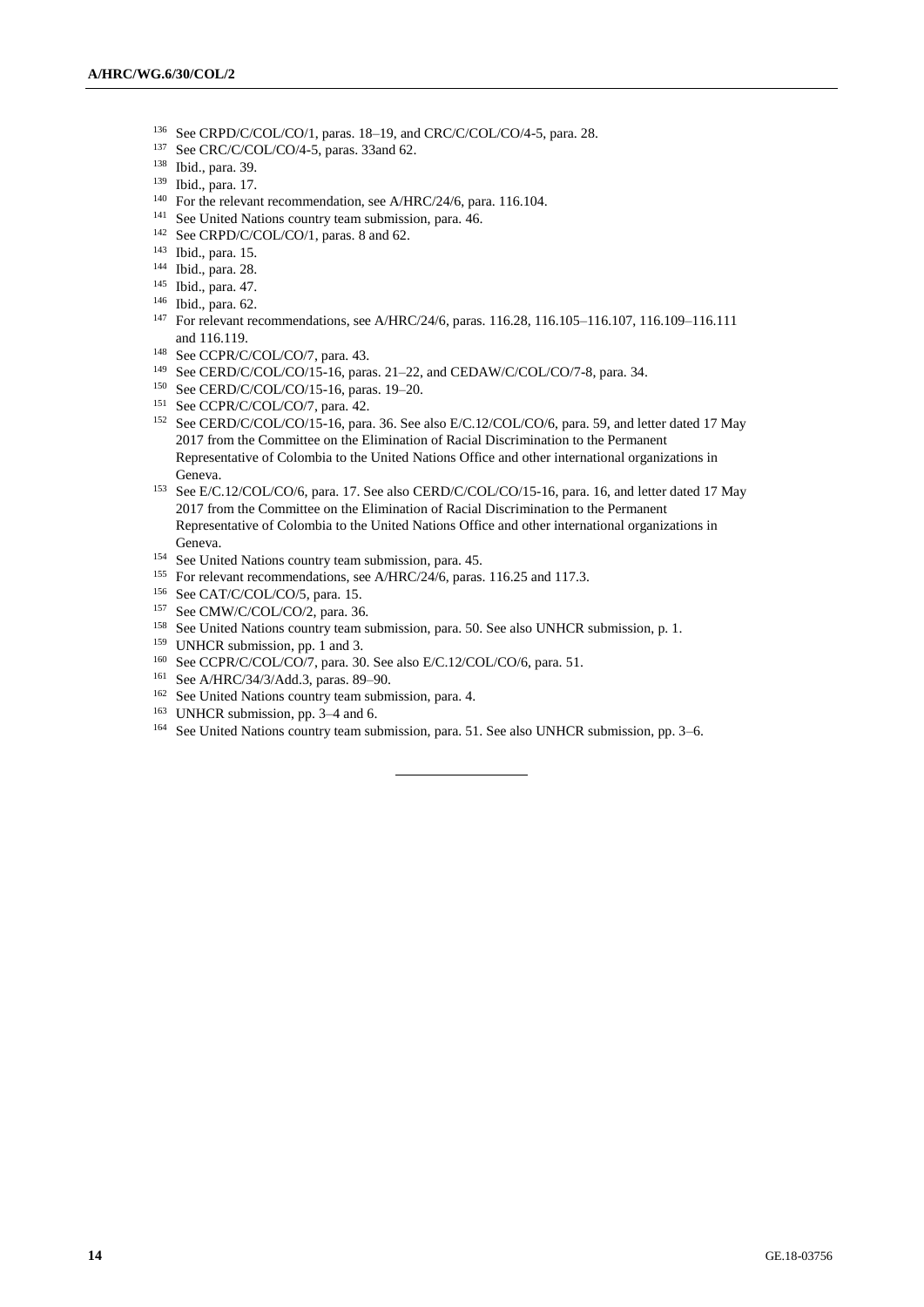[136] See CRPD/C/COL/CO/1, paras. 18–19, and CRC/C/COL/CO/4-5, para. 28.

[137] See CRC/C/COL/CO/4-5, paras. 33and 62.

[138] Ibid., para. 39.

[139] Ibid., para. 17.

[140] For the relevant recommendation, see A/HRC/24/6, para. 116.104.

[141] See United Nations country team submission, para. 46.

[142] See CRPD/C/COL/CO/1, paras. 8 and 62.

[143] Ibid., para. 15.

[144] Ibid., para. 28.

[145] Ibid., para. 47.

[146] Ibid., para. 62.

[147] For relevant recommendations, see A/HRC/24/6, paras. 116.28, 116.105–116.107, 116.109–116.111 and 116.119.

[148] See CCPR/C/COL/CO/7, para. 43.

[149] See CERD/C/COL/CO/15-16, paras. 21–22, and CEDAW/C/COL/CO/7-8, para. 34.

[150] See CERD/C/COL/CO/15-16, paras. 19–20.

[151] See CCPR/C/COL/CO/7, para. 42.

[152] See CERD/C/COL/CO/15-16, para. 36. See also E/C.12/COL/CO/6, para. 59, and letter dated 17 May 2017 from the Committee on the Elimination of Racial Discrimination to the Permanent Representative of Colombia to the United Nations Office and other international organizations in Geneva.

[153] See E/C.12/COL/CO/6, para. 17. See also CERD/C/COL/CO/15-16, para. 16, and letter dated 17 May 2017 from the Committee on the Elimination of Racial Discrimination to the Permanent Representative of Colombia to the United Nations Office and other international organizations in Geneva.

[154] See United Nations country team submission, para. 45.

[155] For relevant recommendations, see A/HRC/24/6, paras. 116.25 and 117.3.

[156] See CAT/C/COL/CO/5, para. 15.

[157] See CMW/C/COL/CO/2, para. 36.

[158] See United Nations country team submission, para. 50. See also UNHCR submission, p. 1.

[159] UNHCR submission, pp. 1 and 3.

[160] See CCPR/C/COL/CO/7, para. 30. See also E/C.12/COL/CO/6, para. 51.

[161] See A/HRC/34/3/Add.3, paras. 89–90.

[162] See United Nations country team submission, para. 4.

[163] UNHCR submission, pp. 3–4 and 6.

[164] See United Nations country team submission, para. 51. See also UNHCR submission, pp. 3–6.